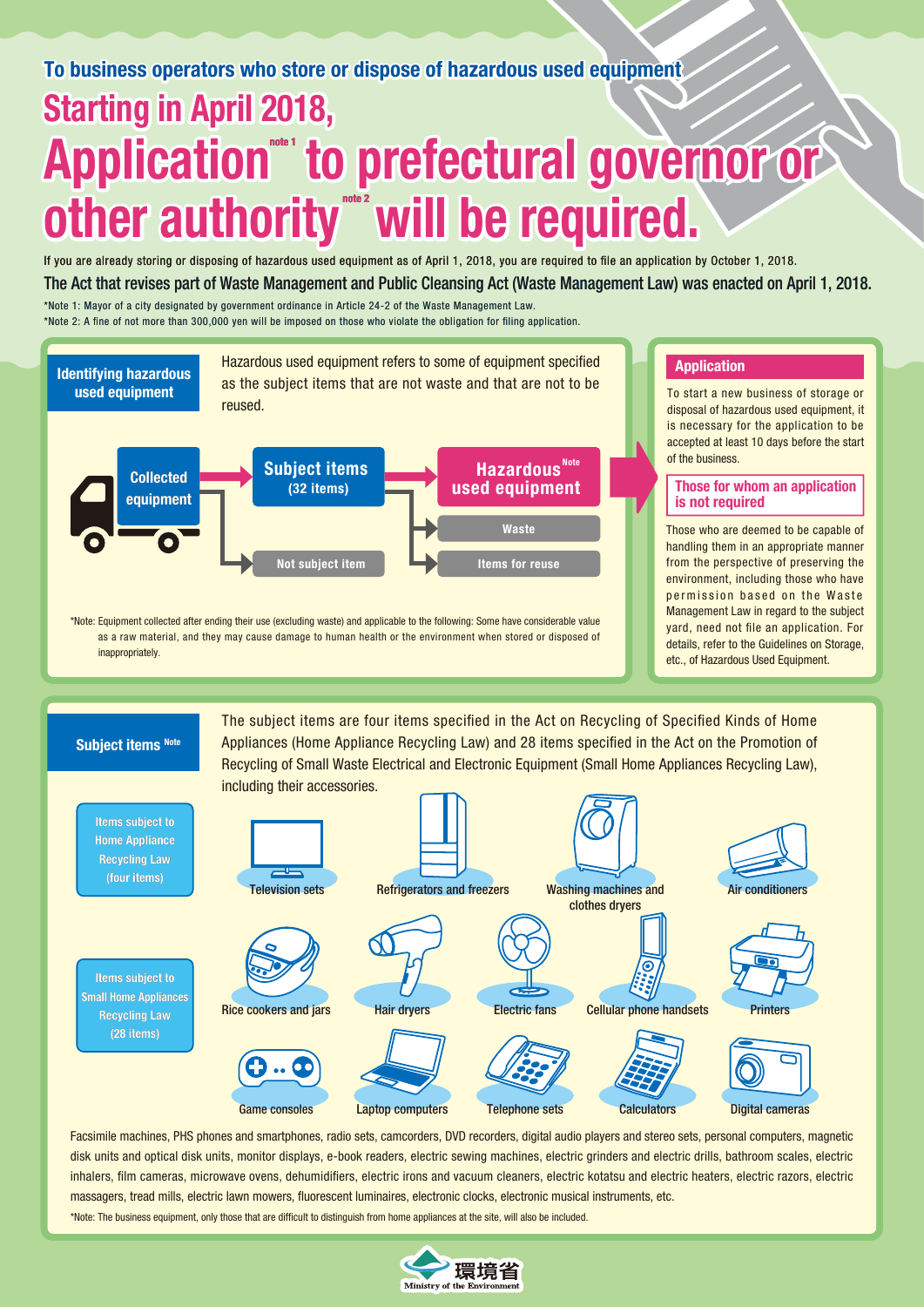To business operators who store or dispose of hazardous used equipment

# Starting in April 2018, Application[note 1] to prefectural governor or other authority[note 2] will be required.

If you are already storing or disposing of hazardous used equipment as of April 1, 2018, you are required to file an application by October 1, 2018.

The Act that revises part of Waste Management and Public Cleansing Act (Waste Management Law) was enacted on April 1, 2018.

*Note 1: Mayor of a city designated by government ordinance in Article 24-2 of the Waste Management Law.

*Note 2: A fine of not more than 300,000 yen will be imposed on those who violate the obligation for filing application.

## Identifying hazardous used equipment

Hazardous used equipment refers to some of equipment specified as the subject items that are not waste and that are not to be reused.

Collected equipment → Subject items (32 items) → Hazardous[Note] used equipment

Collected equipment → Not subject item

Subject items → Waste

Subject items → Items for reuse

*Note: Equipment collected after ending their use (excluding waste) and applicable to the following: Some have considerable value as a raw material, and they may cause damage to human health or the environment when stored or disposed of inappropriately.

## Application

To start a new business of storage or disposal of hazardous used equipment, it is necessary for the application to be accepted at least 10 days before the start of the business.

### Those for whom an application is not required

Those who are deemed to be capable of handling them in an appropriate manner from the perspective of preserving the environment, including those who have permission based on the Waste Management Law in regard to the subject yard, need not file an application. For details, refer to the Guidelines on Storage, etc., of Hazardous Used Equipment.

## Subject items[Note]

The subject items are four items specified in the Act on Recycling of Specified Kinds of Home Appliances (Home Appliance Recycling Law) and 28 items specified in the Act on the Promotion of Recycling of Small Waste Electrical and Electronic Equipment (Small Home Appliances Recycling Law), including their accessories.

**Items subject to Home Appliance Recycling Law (four items)**

Television sets, Refrigerators and freezers, Washing machines and clothes dryers, Air conditioners

**Items subject to Small Home Appliances Recycling Law (28 items)**

Rice cookers and jars, Hair dryers, Electric fans, Cellular phone handsets, Printers, Game consoles, Laptop computers, Telephone sets, Calculators, Digital cameras

Facsimile machines, PHS phones and smartphones, radio sets, camcorders, DVD recorders, digital audio players and stereo sets, personal computers, magnetic disk units and optical disk units, monitor displays, e-book readers, electric sewing machines, electric grinders and electric drills, bathroom scales, electric inhalers, film cameras, microwave ovens, dehumidifiers, electric irons and vacuum cleaners, electric kotatsu and electric heaters, electric razors, electric massagers, tread mills, electric lawn mowers, fluorescent luminaires, electronic clocks, electronic musical instruments, etc.

*Note: The business equipment, only those that are difficult to distinguish from home appliances at the site, will also be included.

環境省 Ministry of the Environment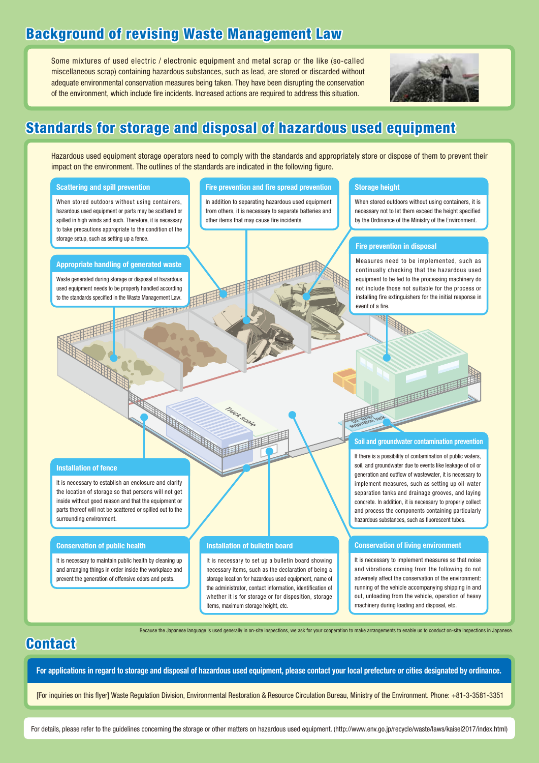## Background of revising Waste Management Law

Some mixtures of used electric / electronic equipment and metal scrap or the like (so-called miscellaneous scrap) containing hazardous substances, such as lead, are stored or discarded without adequate environmental conservation measures being taken. They have been disrupting the conservation of the environment, which include fire incidents. Increased actions are required to address this situation.

## Standards for storage and disposal of hazardous used equipment

Hazardous used equipment storage operators need to comply with the standards and appropriately store or dispose of them to prevent their impact on the environment. The outlines of the standards are indicated in the following figure.

### Scattering and spill prevention

When stored outdoors without using containers, hazardous used equipment or parts may be scattered or spilled in high winds and such. Therefore, it is necessary to take precautions appropriate to the condition of the storage setup, such as setting up a fence.

### Fire prevention and fire spread prevention

In addition to separating hazardous used equipment from others, it is necessary to separate batteries and other items that may cause fire incidents.

### Storage height

When stored outdoors without using containers, it is necessary not to let them exceed the height specified by the Ordinance of the Ministry of the Environment.

### Appropriate handling of generated waste

Waste generated during storage or disposal of hazardous used equipment needs to be properly handled according to the standards specified in the Waste Management Law.

### Fire prevention in disposal

Measures need to be implemented, such as continually checking that the hazardous used equipment to be fed to the processing machinery do not include those not suitable for the processing or installing fire extinguishers for the initial response in event of a fire.

Truck scale

Oil-water separation tank

### Soil and groundwater contamination prevention

If there is a possibility of contamination of public waters, soil, and groundwater due to events like leakage of oil or generation and outflow of wastewater, it is necessary to implement measures, such as setting up oil-water separation tanks and drainage grooves, and laying concrete. In addition, it is necessary to properly collect and process the components containing particularly hazardous substances, such as fluorescent tubes.

### Installation of fence

It is necessary to establish an enclosure and clarify the location of storage so that persons will not get inside without good reason and that the equipment or parts thereof will not be scattered or spilled out to the surrounding environment.

### Conservation of public health

It is necessary to maintain public health by cleaning up and arranging things in order inside the workplace and prevent the generation of offensive odors and pests.

### Installation of bulletin board

It is necessary to set up a bulletin board showing necessary items, such as the declaration of being a storage location for hazardous used equipment, name of the administrator, contact information, identification of whether it is for storage or for disposition, storage items, maximum storage height, etc.

### Conservation of living environment

It is necessary to implement measures so that noise and vibrations coming from the following do not adversely affect the conservation of the environment: running of the vehicle accompanying shipping in and out, unloading from the vehicle, operation of heavy machinery during loading and disposal, etc.

Because the Japanese language is used generally in on-site inspections, we ask for your cooperation to make arrangements to enable us to conduct on-site inspections in Japanese.

## Contact

**For applications in regard to storage and disposal of hazardous used equipment, please contact your local prefecture or cities designated by ordinance.**

[For inquiries on this flyer] Waste Regulation Division, Environmental Restoration & Resource Circulation Bureau, Ministry of the Environment. Phone: +81-3-3581-3351

For details, please refer to the guidelines concerning the storage or other matters on hazardous used equipment. (http://www.env.go.jp/recycle/waste/laws/kaisei2017/index.html)